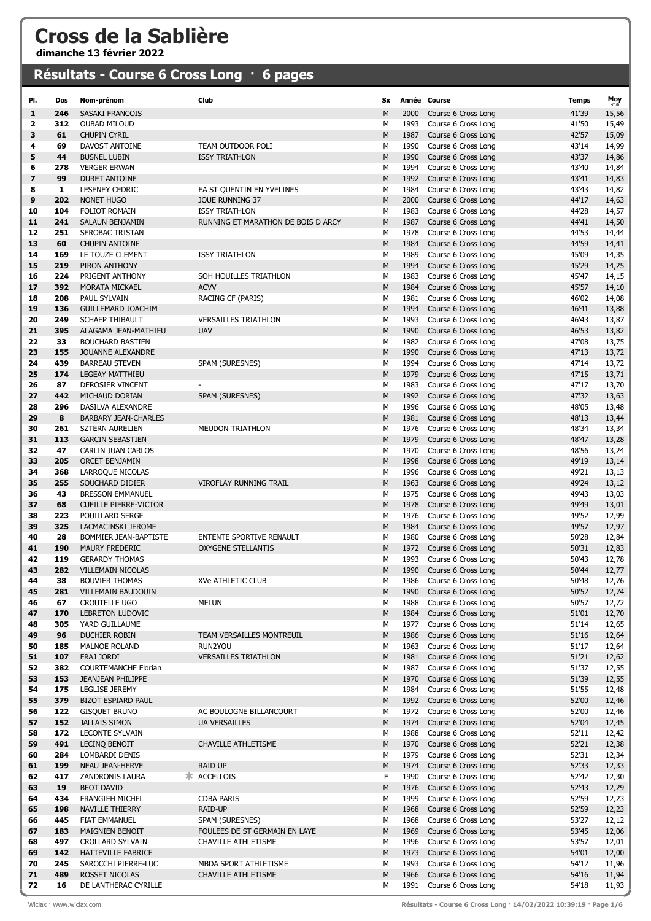# Cross de la Sablière

**dimanche 13 février 2022**

## Résultats - Course 6 Cross Long · 6 pages

| Pl. | Dos | Nom-prénom | Club | Sx | Année | Course | Temps | Moy km/h |
|---|---|---|---|---|---|---|---|---|
| 1 | 246 | SASAKI FRANCOIS | | M | 2000 | Course 6 Cross Long | 41'39 | 15,56 |
| 2 | 312 | OUBAD MILOUD | | M | 1993 | Course 6 Cross Long | 41'50 | 15,49 |
| 3 | 61 | CHUPIN CYRIL | | M | 1987 | Course 6 Cross Long | 42'57 | 15,09 |
| 4 | 69 | DAVOST ANTOINE | TEAM OUTDOOR POLI | M | 1990 | Course 6 Cross Long | 43'14 | 14,99 |
| 5 | 44 | BUSNEL LUBIN | ISSY TRIATHLON | M | 1990 | Course 6 Cross Long | 43'37 | 14,86 |
| 6 | 278 | VERGER ERWAN | | M | 1994 | Course 6 Cross Long | 43'40 | 14,84 |
| 7 | 99 | DURET ANTOINE | | M | 1992 | Course 6 Cross Long | 43'41 | 14,83 |
| 8 | 1 | LESENEY CEDRIC | EA ST QUENTIN EN YVELINES | M | 1984 | Course 6 Cross Long | 43'43 | 14,82 |
| 9 | 202 | NONET HUGO | JOUE RUNNING 37 | M | 2000 | Course 6 Cross Long | 44'17 | 14,63 |
| 10 | 104 | FOLIOT ROMAIN | ISSY TRIATHLON | M | 1983 | Course 6 Cross Long | 44'28 | 14,57 |
| 11 | 241 | SALAUN BENJAMIN | RUNNING ET MARATHON DE BOIS D ARCY | M | 1987 | Course 6 Cross Long | 44'41 | 14,50 |
| 12 | 251 | SEROBAC TRISTAN | | M | 1978 | Course 6 Cross Long | 44'53 | 14,44 |
| 13 | 60 | CHUPIN ANTOINE | | M | 1984 | Course 6 Cross Long | 44'59 | 14,41 |
| 14 | 169 | LE TOUZE CLEMENT | ISSY TRIATHLON | M | 1989 | Course 6 Cross Long | 45'09 | 14,35 |
| 15 | 219 | PIRON ANTHONY | | M | 1994 | Course 6 Cross Long | 45'29 | 14,25 |
| 16 | 224 | PRIGENT ANTHONY | SOH HOUILLES TRIATHLON | M | 1983 | Course 6 Cross Long | 45'47 | 14,15 |
| 17 | 392 | MORATA MICKAEL | ACVV | M | 1984 | Course 6 Cross Long | 45'57 | 14,10 |
| 18 | 208 | PAUL SYLVAIN | RACING CF (PARIS) | M | 1981 | Course 6 Cross Long | 46'02 | 14,08 |
| 19 | 136 | GUILLEMARD JOACHIM | | M | 1994 | Course 6 Cross Long | 46'41 | 13,88 |
| 20 | 249 | SCHAEP THIBAULT | VERSAILLES TRIATHLON | M | 1993 | Course 6 Cross Long | 46'43 | 13,87 |
| 21 | 395 | ALAGAMA JEAN-MATHIEU | UAV | M | 1990 | Course 6 Cross Long | 46'53 | 13,82 |
| 22 | 33 | BOUCHARD BASTIEN | | M | 1982 | Course 6 Cross Long | 47'08 | 13,75 |
| 23 | 155 | JOUANNE ALEXANDRE | | M | 1990 | Course 6 Cross Long | 47'13 | 13,72 |
| 24 | 439 | BARREAU STEVEN | SPAM (SURESNES) | M | 1994 | Course 6 Cross Long | 47'14 | 13,72 |
| 25 | 174 | LEGEAY MATTHIEU | | M | 1979 | Course 6 Cross Long | 47'15 | 13,71 |
| 26 | 87 | DEROSIER VINCENT | - | M | 1983 | Course 6 Cross Long | 47'17 | 13,70 |
| 27 | 442 | MICHAUD DORIAN | SPAM (SURESNES) | M | 1992 | Course 6 Cross Long | 47'32 | 13,63 |
| 28 | 296 | DASILVA ALEXANDRE | | M | 1996 | Course 6 Cross Long | 48'05 | 13,48 |
| 29 | 8 | BARBARY JEAN-CHARLES | | M | 1981 | Course 6 Cross Long | 48'13 | 13,44 |
| 30 | 261 | SZTERN AURELIEN | MEUDON TRIATHLON | M | 1976 | Course 6 Cross Long | 48'34 | 13,34 |
| 31 | 113 | GARCIN SEBASTIEN | | M | 1979 | Course 6 Cross Long | 48'47 | 13,28 |
| 32 | 47 | CARLIN JUAN CARLOS | | M | 1970 | Course 6 Cross Long | 48'56 | 13,24 |
| 33 | 205 | ORCET BENJAMIN | | M | 1998 | Course 6 Cross Long | 49'19 | 13,14 |
| 34 | 368 | LARROQUE NICOLAS | | M | 1996 | Course 6 Cross Long | 49'21 | 13,13 |
| 35 | 255 | SOUCHARD DIDIER | VIROFLAY RUNNING TRAIL | M | 1963 | Course 6 Cross Long | 49'24 | 13,12 |
| 36 | 43 | BRESSON EMMANUEL | | M | 1975 | Course 6 Cross Long | 49'43 | 13,03 |
| 37 | 68 | CUEILLE PIERRE-VICTOR | | M | 1978 | Course 6 Cross Long | 49'49 | 13,01 |
| 38 | 223 | POUILLARD SERGE | | M | 1976 | Course 6 Cross Long | 49'52 | 12,99 |
| 39 | 325 | LACMACINSKI JEROME | | M | 1984 | Course 6 Cross Long | 49'57 | 12,97 |
| 40 | 28 | BOMMIER JEAN-BAPTISTE | ENTENTE SPORTIVE RENAULT | M | 1980 | Course 6 Cross Long | 50'28 | 12,84 |
| 41 | 190 | MAURY FREDERIC | OXYGENE STELLANTIS | M | 1972 | Course 6 Cross Long | 50'31 | 12,83 |
| 42 | 119 | GERARDY THOMAS | | M | 1993 | Course 6 Cross Long | 50'43 | 12,78 |
| 43 | 282 | VILLEMAIN NICOLAS | | M | 1990 | Course 6 Cross Long | 50'44 | 12,77 |
| 44 | 38 | BOUVIER THOMAS | XVe ATHLETIC CLUB | M | 1986 | Course 6 Cross Long | 50'48 | 12,76 |
| 45 | 281 | VILLEMAIN BAUDOUIN | | M | 1990 | Course 6 Cross Long | 50'52 | 12,74 |
| 46 | 67 | CROUTELLE UGO | MELUN | M | 1988 | Course 6 Cross Long | 50'57 | 12,72 |
| 47 | 170 | LEBRETON LUDOVIC | | M | 1984 | Course 6 Cross Long | 51'01 | 12,70 |
| 48 | 305 | YARD GUILLAUME | | M | 1977 | Course 6 Cross Long | 51'14 | 12,65 |
| 49 | 96 | DUCHIER ROBIN | TEAM VERSAILLES MONTREUIL | M | 1986 | Course 6 Cross Long | 51'16 | 12,64 |
| 50 | 185 | MALNOE ROLAND | RUN2YOU | M | 1963 | Course 6 Cross Long | 51'17 | 12,64 |
| 51 | 107 | FRAJ JORDI | VERSAILLES TRIATHLON | M | 1981 | Course 6 Cross Long | 51'21 | 12,62 |
| 52 | 382 | COURTEMANCHE Florian | | M | 1987 | Course 6 Cross Long | 51'37 | 12,55 |
| 53 | 153 | JEANJEAN PHILIPPE | | M | 1970 | Course 6 Cross Long | 51'39 | 12,55 |
| 54 | 175 | LEGLISE JEREMY | | M | 1984 | Course 6 Cross Long | 51'55 | 12,48 |
| 55 | 379 | BIZOT ESPIARD PAUL | | M | 1992 | Course 6 Cross Long | 52'00 | 12,46 |
| 56 | 122 | GISQUET BRUNO | AC BOULOGNE BILLANCOURT | M | 1972 | Course 6 Cross Long | 52'00 | 12,46 |
| 57 | 152 | JALLAIS SIMON | UA VERSAILLES | M | 1974 | Course 6 Cross Long | 52'04 | 12,45 |
| 58 | 172 | LECONTE SYLVAIN | | M | 1988 | Course 6 Cross Long | 52'11 | 12,42 |
| 59 | 491 | LECINQ BENOIT | CHAVILLE ATHLETISME | M | 1970 | Course 6 Cross Long | 52'21 | 12,38 |
| 60 | 284 | LOMBARDI DENIS | | M | 1979 | Course 6 Cross Long | 52'31 | 12,34 |
| 61 | 199 | NEAU JEAN-HERVE | RAID UP | M | 1974 | Course 6 Cross Long | 52'33 | 12,33 |
| 62 | 417 | ZANDRONIS LAURA | * ACCELLOIS | F | 1990 | Course 6 Cross Long | 52'42 | 12,30 |
| 63 | 19 | BEOT DAVID | | M | 1976 | Course 6 Cross Long | 52'43 | 12,29 |
| 64 | 434 | FRANGIEH MICHEL | CDBA PARIS | M | 1999 | Course 6 Cross Long | 52'59 | 12,23 |
| 65 | 198 | NAVILLE THIERRY | RAID-UP | M | 1968 | Course 6 Cross Long | 52'59 | 12,23 |
| 66 | 445 | FIAT EMMANUEL | SPAM (SURESNES) | M | 1968 | Course 6 Cross Long | 53'27 | 12,12 |
| 67 | 183 | MAIGNIEN BENOIT | FOULEES DE ST GERMAIN EN LAYE | M | 1969 | Course 6 Cross Long | 53'45 | 12,06 |
| 68 | 497 | CROLLARD SYLVAIN | CHAVILLE ATHLETISME | M | 1996 | Course 6 Cross Long | 53'57 | 12,01 |
| 69 | 142 | HATTEVILLE FABRICE | | M | 1973 | Course 6 Cross Long | 54'01 | 12,00 |
| 70 | 245 | SAROCCHI PIERRE-LUC | MBDA SPORT ATHLETISME | M | 1993 | Course 6 Cross Long | 54'12 | 11,96 |
| 71 | 489 | ROSSET NICOLAS | CHAVILLE ATHLETISME | M | 1966 | Course 6 Cross Long | 54'16 | 11,94 |
| 72 | 16 | DE LANTHERAC CYRILLE | | M | 1991 | Course 6 Cross Long | 54'18 | 11,93 |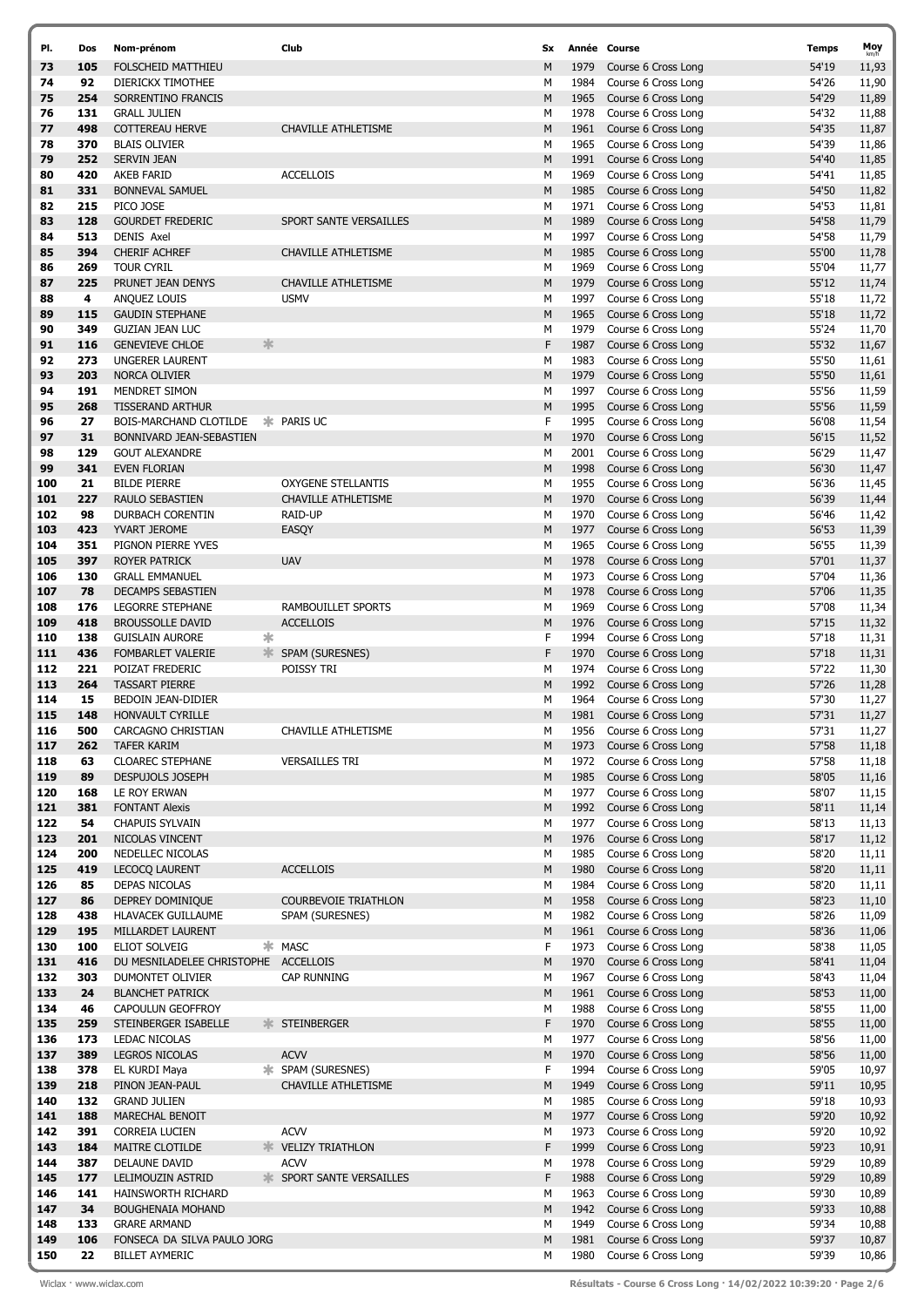| Pl. | Dos | Nom-prénom | | Club | Sx | Année | Course | Temps | Moy km/h |
|---|---|---|---|---|---|---|---|---|---|
| 73 | 105 | FOLSCHEID MATTHIEU | | | M | 1979 | Course 6 Cross Long | 54'19 | 11,93 |
| 74 | 92 | DIERICKX TIMOTHEE | | | M | 1984 | Course 6 Cross Long | 54'26 | 11,90 |
| 75 | 254 | SORRENTINO FRANCIS | | | M | 1965 | Course 6 Cross Long | 54'29 | 11,89 |
| 76 | 131 | GRALL JULIEN | | | M | 1978 | Course 6 Cross Long | 54'32 | 11,88 |
| 77 | 498 | COTTEREAU HERVE | | CHAVILLE ATHLETISME | M | 1961 | Course 6 Cross Long | 54'35 | 11,87 |
| 78 | 370 | BLAIS OLIVIER | | | M | 1965 | Course 6 Cross Long | 54'39 | 11,86 |
| 79 | 252 | SERVIN JEAN | | | M | 1991 | Course 6 Cross Long | 54'40 | 11,85 |
| 80 | 420 | AKEB FARID | | ACCELLOIS | M | 1969 | Course 6 Cross Long | 54'41 | 11,85 |
| 81 | 331 | BONNEVAL SAMUEL | | | M | 1985 | Course 6 Cross Long | 54'50 | 11,82 |
| 82 | 215 | PICO JOSE | | | M | 1971 | Course 6 Cross Long | 54'53 | 11,81 |
| 83 | 128 | GOURDET FREDERIC | | SPORT SANTE VERSAILLES | M | 1989 | Course 6 Cross Long | 54'58 | 11,79 |
| 84 | 513 | DENIS Axel | | | M | 1997 | Course 6 Cross Long | 54'58 | 11,79 |
| 85 | 394 | CHERIF ACHREF | | CHAVILLE ATHLETISME | M | 1985 | Course 6 Cross Long | 55'00 | 11,78 |
| 86 | 269 | TOUR CYRIL | | | M | 1969 | Course 6 Cross Long | 55'04 | 11,77 |
| 87 | 225 | PRUNET JEAN DENYS | | CHAVILLE ATHLETISME | M | 1979 | Course 6 Cross Long | 55'12 | 11,74 |
| 88 | 4 | ANQUEZ LOUIS | | USMV | M | 1997 | Course 6 Cross Long | 55'18 | 11,72 |
| 89 | 115 | GAUDIN STEPHANE | | | M | 1965 | Course 6 Cross Long | 55'18 | 11,72 |
| 90 | 349 | GUZIAN JEAN LUC | | | M | 1979 | Course 6 Cross Long | 55'24 | 11,70 |
| 91 | 116 | GENEVIEVE CHLOE | * | | F | 1987 | Course 6 Cross Long | 55'32 | 11,67 |
| 92 | 273 | UNGERER LAURENT | | | M | 1983 | Course 6 Cross Long | 55'50 | 11,61 |
| 93 | 203 | NORCA OLIVIER | | | M | 1979 | Course 6 Cross Long | 55'50 | 11,61 |
| 94 | 191 | MENDRET SIMON | | | M | 1997 | Course 6 Cross Long | 55'56 | 11,59 |
| 95 | 268 | TISSERAND ARTHUR | | | M | 1995 | Course 6 Cross Long | 55'56 | 11,59 |
| 96 | 27 | BOIS-MARCHAND CLOTILDE | * | PARIS UC | F | 1995 | Course 6 Cross Long | 56'08 | 11,54 |
| 97 | 31 | BONNIVARD JEAN-SEBASTIEN | | | M | 1970 | Course 6 Cross Long | 56'15 | 11,52 |
| 98 | 129 | GOUT ALEXANDRE | | | M | 2001 | Course 6 Cross Long | 56'29 | 11,47 |
| 99 | 341 | EVEN FLORIAN | | | M | 1998 | Course 6 Cross Long | 56'30 | 11,47 |
| 100 | 21 | BILDE PIERRE | | OXYGENE STELLANTIS | M | 1955 | Course 6 Cross Long | 56'36 | 11,45 |
| 101 | 227 | RAULO SEBASTIEN | | CHAVILLE ATHLETISME | M | 1970 | Course 6 Cross Long | 56'39 | 11,44 |
| 102 | 98 | DURBACH CORENTIN | | RAID-UP | M | 1970 | Course 6 Cross Long | 56'46 | 11,42 |
| 103 | 423 | YVART JEROME | | EASQY | M | 1977 | Course 6 Cross Long | 56'53 | 11,39 |
| 104 | 351 | PIGNON PIERRE YVES | | | M | 1965 | Course 6 Cross Long | 56'55 | 11,39 |
| 105 | 397 | ROYER PATRICK | | UAV | M | 1978 | Course 6 Cross Long | 57'01 | 11,37 |
| 106 | 130 | GRALL EMMANUEL | | | M | 1973 | Course 6 Cross Long | 57'04 | 11,36 |
| 107 | 78 | DECAMPS SEBASTIEN | | | M | 1978 | Course 6 Cross Long | 57'06 | 11,35 |
| 108 | 176 | LEGORRE STEPHANE | | RAMBOUILLET SPORTS | M | 1969 | Course 6 Cross Long | 57'08 | 11,34 |
| 109 | 418 | BROUSSOLLE DAVID | | ACCELLOIS | M | 1976 | Course 6 Cross Long | 57'15 | 11,32 |
| 110 | 138 | GUISLAIN AURORE | * | | F | 1994 | Course 6 Cross Long | 57'18 | 11,31 |
| 111 | 436 | FOMBARLET VALERIE | * | SPAM (SURESNES) | F | 1970 | Course 6 Cross Long | 57'18 | 11,31 |
| 112 | 221 | POIZAT FREDERIC | | POISSY TRI | M | 1974 | Course 6 Cross Long | 57'22 | 11,30 |
| 113 | 264 | TASSART PIERRE | | | M | 1992 | Course 6 Cross Long | 57'26 | 11,28 |
| 114 | 15 | BEDOIN JEAN-DIDIER | | | M | 1964 | Course 6 Cross Long | 57'30 | 11,27 |
| 115 | 148 | HONVAULT CYRILLE | | | M | 1981 | Course 6 Cross Long | 57'31 | 11,27 |
| 116 | 500 | CARCAGNO CHRISTIAN | | CHAVILLE ATHLETISME | M | 1956 | Course 6 Cross Long | 57'31 | 11,27 |
| 117 | 262 | TAFER KARIM | | | M | 1973 | Course 6 Cross Long | 57'58 | 11,18 |
| 118 | 63 | CLOAREC STEPHANE | | VERSAILLES TRI | M | 1972 | Course 6 Cross Long | 57'58 | 11,18 |
| 119 | 89 | DESPUJOLS JOSEPH | | | M | 1985 | Course 6 Cross Long | 58'05 | 11,16 |
| 120 | 168 | LE ROY ERWAN | | | M | 1977 | Course 6 Cross Long | 58'07 | 11,15 |
| 121 | 381 | FONTANT Alexis | | | M | 1992 | Course 6 Cross Long | 58'11 | 11,14 |
| 122 | 54 | CHAPUIS SYLVAIN | | | M | 1977 | Course 6 Cross Long | 58'13 | 11,13 |
| 123 | 201 | NICOLAS VINCENT | | | M | 1976 | Course 6 Cross Long | 58'17 | 11,12 |
| 124 | 200 | NEDELLEC NICOLAS | | | M | 1985 | Course 6 Cross Long | 58'20 | 11,11 |
| 125 | 419 | LECOCQ LAURENT | | ACCELLOIS | M | 1980 | Course 6 Cross Long | 58'20 | 11,11 |
| 126 | 85 | DEPAS NICOLAS | | | M | 1984 | Course 6 Cross Long | 58'20 | 11,11 |
| 127 | 86 | DEPREY DOMINIQUE | | COURBEVOIE TRIATHLON | M | 1958 | Course 6 Cross Long | 58'23 | 11,10 |
| 128 | 438 | HLAVACEK GUILLAUME | | SPAM (SURESNES) | M | 1982 | Course 6 Cross Long | 58'26 | 11,09 |
| 129 | 195 | MILLARDET LAURENT | | | M | 1961 | Course 6 Cross Long | 58'36 | 11,06 |
| 130 | 100 | ELIOT SOLVEIG | * | MASC | F | 1973 | Course 6 Cross Long | 58'38 | 11,05 |
| 131 | 416 | DU MESNILADELEE CHRISTOPHE | | ACCELLOIS | M | 1970 | Course 6 Cross Long | 58'41 | 11,04 |
| 132 | 303 | DUMONTET OLIVIER | | CAP RUNNING | M | 1967 | Course 6 Cross Long | 58'43 | 11,04 |
| 133 | 24 | BLANCHET PATRICK | | | M | 1961 | Course 6 Cross Long | 58'53 | 11,00 |
| 134 | 46 | CAPOULUN GEOFFROY | | | M | 1988 | Course 6 Cross Long | 58'55 | 11,00 |
| 135 | 259 | STEINBERGER ISABELLE | * | STEINBERGER | F | 1970 | Course 6 Cross Long | 58'55 | 11,00 |
| 136 | 173 | LEDAC NICOLAS | | | M | 1977 | Course 6 Cross Long | 58'56 | 11,00 |
| 137 | 389 | LEGROS NICOLAS | | ACVV | M | 1970 | Course 6 Cross Long | 58'56 | 11,00 |
| 138 | 378 | EL KURDI Maya | * | SPAM (SURESNES) | F | 1994 | Course 6 Cross Long | 59'05 | 10,97 |
| 139 | 218 | PINON JEAN-PAUL | | CHAVILLE ATHLETISME | M | 1949 | Course 6 Cross Long | 59'11 | 10,95 |
| 140 | 132 | GRAND JULIEN | | | M | 1985 | Course 6 Cross Long | 59'18 | 10,93 |
| 141 | 188 | MARECHAL BENOIT | | | M | 1977 | Course 6 Cross Long | 59'20 | 10,92 |
| 142 | 391 | CORREIA LUCIEN | | ACVV | M | 1973 | Course 6 Cross Long | 59'20 | 10,92 |
| 143 | 184 | MAITRE CLOTILDE | * | VELIZY TRIATHLON | F | 1999 | Course 6 Cross Long | 59'23 | 10,91 |
| 144 | 387 | DELAUNE DAVID | | ACVV | M | 1978 | Course 6 Cross Long | 59'29 | 10,89 |
| 145 | 177 | LELIMOUZIN ASTRID | * | SPORT SANTE VERSAILLES | F | 1988 | Course 6 Cross Long | 59'29 | 10,89 |
| 146 | 141 | HAINSWORTH RICHARD | | | M | 1963 | Course 6 Cross Long | 59'30 | 10,89 |
| 147 | 34 | BOUGHENAIA MOHAND | | | M | 1942 | Course 6 Cross Long | 59'33 | 10,88 |
| 148 | 133 | GRARE ARMAND | | | M | 1949 | Course 6 Cross Long | 59'34 | 10,88 |
| 149 | 106 | FONSECA DA SILVA PAULO JORG | | | M | 1981 | Course 6 Cross Long | 59'37 | 10,87 |
| 150 | 22 | BILLET AYMERIC | | | M | 1980 | Course 6 Cross Long | 59'39 | 10,86 |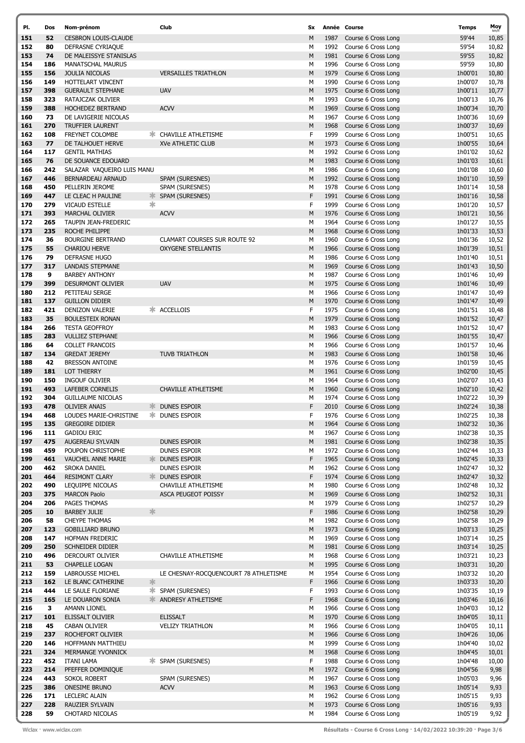| Pl. | Dos | Nom-prénom | | Club | Sx | Année | Course | Temps | Moy km/h |
|---|---|---|---|---|---|---|---|---|---|
| 151 | 52 | CESBRON LOUIS-CLAUDE | | | M | 1987 | Course 6 Cross Long | 59'44 | 10,85 |
| 152 | 80 | DEFRASNE CYRIAQUE | | | M | 1992 | Course 6 Cross Long | 59'54 | 10,82 |
| 153 | 74 | DE MALEISSYE STANISLAS | | | M | 1981 | Course 6 Cross Long | 59'55 | 10,82 |
| 154 | 186 | MANATSCHAL MAURUS | | | M | 1996 | Course 6 Cross Long | 59'59 | 10,80 |
| 155 | 156 | JOULIA NICOLAS | | VERSAILLES TRIATHLON | M | 1979 | Course 6 Cross Long | 1h00'01 | 10,80 |
| 156 | 149 | HOTTELART VINCENT | | | M | 1990 | Course 6 Cross Long | 1h00'07 | 10,78 |
| 157 | 398 | GUERAULT STEPHANE | | UAV | M | 1975 | Course 6 Cross Long | 1h00'11 | 10,77 |
| 158 | 323 | RATAJCZAK OLIVIER | | | M | 1993 | Course 6 Cross Long | 1h00'13 | 10,76 |
| 159 | 388 | HOCHEDEZ BERTRAND | | ACVV | M | 1969 | Course 6 Cross Long | 1h00'34 | 10,70 |
| 160 | 73 | DE LAVIGERIE NICOLAS | | | M | 1967 | Course 6 Cross Long | 1h00'36 | 10,69 |
| 161 | 270 | TRUFFIER LAURENT | | | M | 1968 | Course 6 Cross Long | 1h00'37 | 10,69 |
| 162 | 108 | FREYNET COLOMBE | * | CHAVILLE ATHLETISME | F | 1999 | Course 6 Cross Long | 1h00'51 | 10,65 |
| 163 | 77 | DE TALHOUET HERVE | | XVe ATHLETIC CLUB | M | 1973 | Course 6 Cross Long | 1h00'55 | 10,64 |
| 164 | 117 | GENTIL MATHIAS | | | M | 1992 | Course 6 Cross Long | 1h01'02 | 10,62 |
| 165 | 76 | DE SOUANCE EDOUARD | | | M | 1983 | Course 6 Cross Long | 1h01'03 | 10,61 |
| 166 | 242 | SALAZAR VAQUEIRO LUIS MANU | | | M | 1986 | Course 6 Cross Long | 1h01'08 | 10,60 |
| 167 | 446 | BERNARDEAU ARNAUD | | SPAM (SURESNES) | M | 1992 | Course 6 Cross Long | 1h01'10 | 10,59 |
| 168 | 450 | PELLERIN JEROME | | SPAM (SURESNES) | M | 1978 | Course 6 Cross Long | 1h01'14 | 10,58 |
| 169 | 447 | LE CLEAC H PAULINE | * | SPAM (SURESNES) | F | 1991 | Course 6 Cross Long | 1h01'16 | 10,58 |
| 170 | 279 | VICAUD ESTELLE | * | | F | 1999 | Course 6 Cross Long | 1h01'20 | 10,57 |
| 171 | 393 | MARCHAL OLIVIER | | ACVV | M | 1976 | Course 6 Cross Long | 1h01'21 | 10,56 |
| 172 | 265 | TAUPIN JEAN-FREDERIC | | | M | 1964 | Course 6 Cross Long | 1h01'27 | 10,55 |
| 173 | 235 | ROCHE PHILIPPE | | | M | 1968 | Course 6 Cross Long | 1h01'33 | 10,53 |
| 174 | 36 | BOURGINE BERTRAND | | CLAMART COURSES SUR ROUTE 92 | M | 1960 | Course 6 Cross Long | 1h01'36 | 10,52 |
| 175 | 55 | CHARIOU HERVE | | OXYGENE STELLANTIS | M | 1966 | Course 6 Cross Long | 1h01'39 | 10,51 |
| 176 | 79 | DEFRASNE HUGO | | | M | 1986 | Course 6 Cross Long | 1h01'40 | 10,51 |
| 177 | 317 | LANDAIS STEPMANE | | | M | 1969 | Course 6 Cross Long | 1h01'43 | 10,50 |
| 178 | 9 | BARBEY ANTHONY | | | M | 1987 | Course 6 Cross Long | 1h01'46 | 10,49 |
| 179 | 399 | DESURMONT OLIVIER | | UAV | M | 1975 | Course 6 Cross Long | 1h01'46 | 10,49 |
| 180 | 212 | PETITEAU SERGE | | | M | 1966 | Course 6 Cross Long | 1h01'47 | 10,49 |
| 181 | 137 | GUILLON DIDIER | | | M | 1970 | Course 6 Cross Long | 1h01'47 | 10,49 |
| 182 | 421 | DENIZON VALERIE | * | ACCELLOIS | F | 1975 | Course 6 Cross Long | 1h01'51 | 10,48 |
| 183 | 35 | BOULESTEIX RONAN | | | M | 1979 | Course 6 Cross Long | 1h01'52 | 10,47 |
| 184 | 266 | TESTA GEOFFROY | | | M | 1983 | Course 6 Cross Long | 1h01'52 | 10,47 |
| 185 | 283 | VULLIEZ STEPHANE | | | M | 1966 | Course 6 Cross Long | 1h01'55 | 10,47 |
| 186 | 64 | COLLET FRANCOIS | | | M | 1966 | Course 6 Cross Long | 1h01'57 | 10,46 |
| 187 | 134 | GREDAT JEREMY | | TUVB TRIATHLON | M | 1983 | Course 6 Cross Long | 1h01'58 | 10,46 |
| 188 | 42 | BRESSON ANTOINE | | | M | 1976 | Course 6 Cross Long | 1h01'59 | 10,45 |
| 189 | 181 | LOT THIERRY | | | M | 1961 | Course 6 Cross Long | 1h02'00 | 10,45 |
| 190 | 150 | INGOUF OLIVIER | | | M | 1964 | Course 6 Cross Long | 1h02'07 | 10,43 |
| 191 | 493 | LAFEBER CORNELIS | | CHAVILLE ATHLETISME | M | 1960 | Course 6 Cross Long | 1h02'10 | 10,42 |
| 192 | 304 | GUILLAUME NICOLAS | | | M | 1974 | Course 6 Cross Long | 1h02'22 | 10,39 |
| 193 | 478 | OLIVIER ANAIS | * | DUNES ESPOIR | F | 2010 | Course 6 Cross Long | 1h02'24 | 10,38 |
| 194 | 468 | LOUDES MARIE-CHRISTINE | * | DUNES ESPOIR | F | 1976 | Course 6 Cross Long | 1h02'25 | 10,38 |
| 195 | 135 | GREGOIRE DIDIER | | | M | 1964 | Course 6 Cross Long | 1h02'32 | 10,36 |
| 196 | 111 | GADIOU ERIC | | | M | 1967 | Course 6 Cross Long | 1h02'38 | 10,35 |
| 197 | 475 | AUGEREAU SYLVAIN | | DUNES ESPOIR | M | 1981 | Course 6 Cross Long | 1h02'38 | 10,35 |
| 198 | 459 | POUPON CHRISTOPHE | | DUNES ESPOIR | M | 1972 | Course 6 Cross Long | 1h02'44 | 10,33 |
| 199 | 461 | VAUCHEL ANNE MARIE | * | DUNES ESPOIR | F | 1965 | Course 6 Cross Long | 1h02'45 | 10,33 |
| 200 | 462 | SROKA DANIEL | | DUNES ESPOIR | M | 1962 | Course 6 Cross Long | 1h02'47 | 10,32 |
| 201 | 464 | RESIMONT CLARY | * | DUNES ESPOIR | F | 1974 | Course 6 Cross Long | 1h02'47 | 10,32 |
| 202 | 490 | LEQUIPPE NICOLAS | | CHAVILLE ATHLETISME | M | 1980 | Course 6 Cross Long | 1h02'48 | 10,32 |
| 203 | 375 | MARCON Paolo | | ASCA PEUGEOT POISSY | M | 1969 | Course 6 Cross Long | 1h02'52 | 10,31 |
| 204 | 206 | PAGES THOMAS | | | M | 1979 | Course 6 Cross Long | 1h02'57 | 10,29 |
| 205 | 10 | BARBEY JULIE | * | | F | 1986 | Course 6 Cross Long | 1h02'58 | 10,29 |
| 206 | 58 | CHEYPE THOMAS | | | M | 1982 | Course 6 Cross Long | 1h02'58 | 10,29 |
| 207 | 123 | GOBILLIARD BRUNO | | | M | 1973 | Course 6 Cross Long | 1h03'13 | 10,25 |
| 208 | 147 | HOFMAN FREDERIC | | | M | 1969 | Course 6 Cross Long | 1h03'14 | 10,25 |
| 209 | 250 | SCHNEIDER DIDIER | | | M | 1981 | Course 6 Cross Long | 1h03'14 | 10,25 |
| 210 | 496 | DERCOURT OLIVIER | | CHAVILLE ATHLETISME | M | 1968 | Course 6 Cross Long | 1h03'21 | 10,23 |
| 211 | 53 | CHAPELLE LOGAN | | | M | 1995 | Course 6 Cross Long | 1h03'31 | 10,20 |
| 212 | 159 | LABROUSSE MICHEL | | LE CHESNAY-ROCQUENCOURT 78 ATHLETISME | M | 1954 | Course 6 Cross Long | 1h03'32 | 10,20 |
| 213 | 162 | LE BLANC CATHERINE | * | | F | 1966 | Course 6 Cross Long | 1h03'33 | 10,20 |
| 214 | 444 | LE SAULE FLORIANE | * | SPAM (SURESNES) | F | 1993 | Course 6 Cross Long | 1h03'35 | 10,19 |
| 215 | 165 | LE DOUARON SONIA | * | ANDRESY ATHLETISME | F | 1968 | Course 6 Cross Long | 1h03'46 | 10,16 |
| 216 | 3 | AMANN LIONEL | | | M | 1966 | Course 6 Cross Long | 1h04'03 | 10,12 |
| 217 | 101 | ELISSALT OLIVIER | | ELISSALT | M | 1970 | Course 6 Cross Long | 1h04'05 | 10,11 |
| 218 | 45 | CABAN OLIVIER | | VELIZY TRIATHLON | M | 1966 | Course 6 Cross Long | 1h04'05 | 10,11 |
| 219 | 237 | ROCHEFORT OLIVIER | | | M | 1966 | Course 6 Cross Long | 1h04'26 | 10,06 |
| 220 | 146 | HOFFMANN MATTHIEU | | | M | 1999 | Course 6 Cross Long | 1h04'40 | 10,02 |
| 221 | 324 | MERMANGE YVONNICK | | | M | 1968 | Course 6 Cross Long | 1h04'45 | 10,01 |
| 222 | 452 | ITANI LAMA | * | SPAM (SURESNES) | F | 1988 | Course 6 Cross Long | 1h04'48 | 10,00 |
| 223 | 214 | PFEFFER DOMINIQUE | | | M | 1972 | Course 6 Cross Long | 1h04'56 | 9,98 |
| 224 | 443 | SOKOL ROBERT | | SPAM (SURESNES) | M | 1967 | Course 6 Cross Long | 1h05'03 | 9,96 |
| 225 | 386 | ONESIME BRUNO | | ACVV | M | 1963 | Course 6 Cross Long | 1h05'14 | 9,93 |
| 226 | 171 | LECLERC ALAIN | | | M | 1962 | Course 6 Cross Long | 1h05'15 | 9,93 |
| 227 | 228 | RAUZIER SYLVAIN | | | M | 1973 | Course 6 Cross Long | 1h05'16 | 9,93 |
| 228 | 59 | CHOTARD NICOLAS | | | M | 1984 | Course 6 Cross Long | 1h05'19 | 9,92 |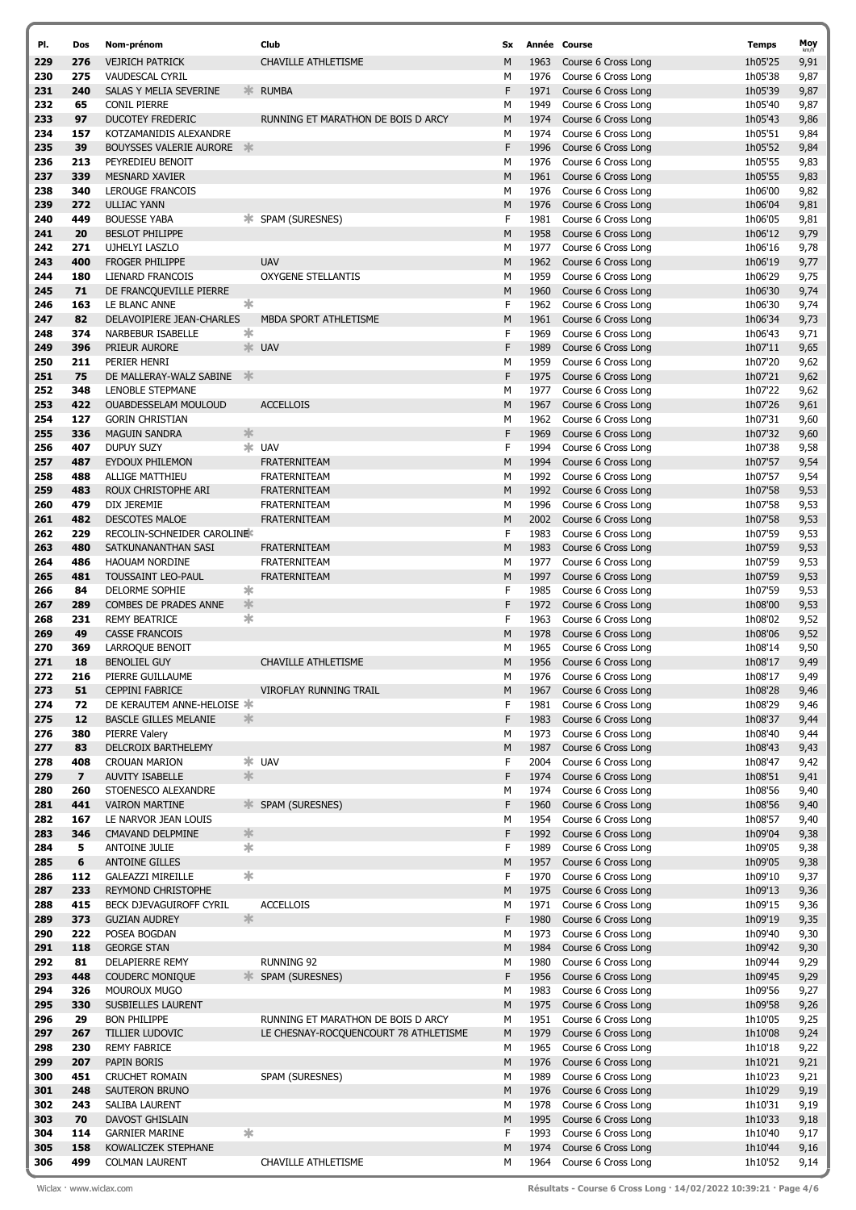| Pl. | Dos | Nom-prénom | | Club | Sx | Année | Course | Temps | Moy km/h |
|---|---|---|---|---|---|---|---|---|---|
| 229 | 276 | VEJRICH PATRICK | | CHAVILLE ATHLETISME | M | 1963 | Course 6 Cross Long | 1h05'25 | 9,91 |
| 230 | 275 | VAUDESCAL CYRIL | | | M | 1976 | Course 6 Cross Long | 1h05'38 | 9,87 |
| 231 | 240 | SALAS Y MELIA SEVERINE | * | RUMBA | F | 1971 | Course 6 Cross Long | 1h05'39 | 9,87 |
| 232 | 65 | CONIL PIERRE | | | M | 1949 | Course 6 Cross Long | 1h05'40 | 9,87 |
| 233 | 97 | DUCOTEY FREDERIC | | RUNNING ET MARATHON DE BOIS D ARCY | M | 1974 | Course 6 Cross Long | 1h05'43 | 9,86 |
| 234 | 157 | KOTZAMANIDIS ALEXANDRE | | | M | 1974 | Course 6 Cross Long | 1h05'51 | 9,84 |
| 235 | 39 | BOUYSSES VALERIE AURORE | * | | F | 1996 | Course 6 Cross Long | 1h05'52 | 9,84 |
| 236 | 213 | PEYREDIEU BENOIT | | | M | 1976 | Course 6 Cross Long | 1h05'55 | 9,83 |
| 237 | 339 | MESNARD XAVIER | | | M | 1961 | Course 6 Cross Long | 1h05'55 | 9,83 |
| 238 | 340 | LEROUGE FRANCOIS | | | M | 1976 | Course 6 Cross Long | 1h06'00 | 9,82 |
| 239 | 272 | ULLIAC YANN | | | M | 1976 | Course 6 Cross Long | 1h06'04 | 9,81 |
| 240 | 449 | BOUESSE YABA | * | SPAM (SURESNES) | F | 1981 | Course 6 Cross Long | 1h06'05 | 9,81 |
| 241 | 20 | BESLOT PHILIPPE | | | M | 1958 | Course 6 Cross Long | 1h06'12 | 9,79 |
| 242 | 271 | UJHELYI LASZLO | | | M | 1977 | Course 6 Cross Long | 1h06'16 | 9,78 |
| 243 | 400 | FROGER PHILIPPE | | UAV | M | 1962 | Course 6 Cross Long | 1h06'19 | 9,77 |
| 244 | 180 | LIENARD FRANCOIS | | OXYGENE STELLANTIS | M | 1959 | Course 6 Cross Long | 1h06'29 | 9,75 |
| 245 | 71 | DE FRANCQUEVILLE PIERRE | | | M | 1960 | Course 6 Cross Long | 1h06'30 | 9,74 |
| 246 | 163 | LE BLANC ANNE | * | | F | 1962 | Course 6 Cross Long | 1h06'30 | 9,74 |
| 247 | 82 | DELAVOIPIERE JEAN-CHARLES | | MBDA SPORT ATHLETISME | M | 1961 | Course 6 Cross Long | 1h06'34 | 9,73 |
| 248 | 374 | NARBEBUR ISABELLE | * | | F | 1969 | Course 6 Cross Long | 1h06'43 | 9,71 |
| 249 | 396 | PRIEUR AURORE | * | UAV | F | 1989 | Course 6 Cross Long | 1h07'11 | 9,65 |
| 250 | 211 | PERIER HENRI | | | M | 1959 | Course 6 Cross Long | 1h07'20 | 9,62 |
| 251 | 75 | DE MALLERAY-WALZ SABINE | * | | F | 1975 | Course 6 Cross Long | 1h07'21 | 9,62 |
| 252 | 348 | LENOBLE STEPMANE | | | M | 1977 | Course 6 Cross Long | 1h07'22 | 9,62 |
| 253 | 422 | OUABDESSELAM MOULOUD | | ACCELLOIS | M | 1967 | Course 6 Cross Long | 1h07'26 | 9,61 |
| 254 | 127 | GORIN CHRISTIAN | | | M | 1962 | Course 6 Cross Long | 1h07'31 | 9,60 |
| 255 | 336 | MAGUIN SANDRA | * | | F | 1969 | Course 6 Cross Long | 1h07'32 | 9,60 |
| 256 | 407 | DUPUY SUZY | * | UAV | F | 1994 | Course 6 Cross Long | 1h07'38 | 9,58 |
| 257 | 487 | EYDOUX PHILEMON | | FRATERNITEAM | M | 1994 | Course 6 Cross Long | 1h07'57 | 9,54 |
| 258 | 488 | ALLIGE MATTHIEU | | FRATERNITEAM | M | 1992 | Course 6 Cross Long | 1h07'57 | 9,54 |
| 259 | 483 | ROUX CHRISTOPHE ARI | | FRATERNITEAM | M | 1992 | Course 6 Cross Long | 1h07'58 | 9,53 |
| 260 | 479 | DIX JEREMIE | | FRATERNITEAM | M | 1996 | Course 6 Cross Long | 1h07'58 | 9,53 |
| 261 | 482 | DESCOTES MALOE | | FRATERNITEAM | M | 2002 | Course 6 Cross Long | 1h07'58 | 9,53 |
| 262 | 229 | RECOLIN-SCHNEIDER CAROLINE | * | | F | 1983 | Course 6 Cross Long | 1h07'59 | 9,53 |
| 263 | 480 | SATKUNANANTHAN SASI | | FRATERNITEAM | M | 1983 | Course 6 Cross Long | 1h07'59 | 9,53 |
| 264 | 486 | HAOUAM NORDINE | | FRATERNITEAM | M | 1977 | Course 6 Cross Long | 1h07'59 | 9,53 |
| 265 | 481 | TOUSSAINT LEO-PAUL | | FRATERNITEAM | M | 1997 | Course 6 Cross Long | 1h07'59 | 9,53 |
| 266 | 84 | DELORME SOPHIE | * | | F | 1985 | Course 6 Cross Long | 1h07'59 | 9,53 |
| 267 | 289 | COMBES DE PRADES ANNE | * | | F | 1972 | Course 6 Cross Long | 1h08'00 | 9,53 |
| 268 | 231 | REMY BEATRICE | * | | F | 1963 | Course 6 Cross Long | 1h08'02 | 9,52 |
| 269 | 49 | CASSE FRANCOIS | | | M | 1978 | Course 6 Cross Long | 1h08'06 | 9,52 |
| 270 | 369 | LARROQUE BENOIT | | | M | 1965 | Course 6 Cross Long | 1h08'14 | 9,50 |
| 271 | 18 | BENOLIEL GUY | | CHAVILLE ATHLETISME | M | 1956 | Course 6 Cross Long | 1h08'17 | 9,49 |
| 272 | 216 | PIERRE GUILLAUME | | | M | 1976 | Course 6 Cross Long | 1h08'17 | 9,49 |
| 273 | 51 | CEPPINI FABRICE | | VIROFLAY RUNNING TRAIL | M | 1967 | Course 6 Cross Long | 1h08'28 | 9,46 |
| 274 | 72 | DE KERAUTEM ANNE-HELOISE | * | | F | 1981 | Course 6 Cross Long | 1h08'29 | 9,46 |
| 275 | 12 | BASCLE GILLES MELANIE | * | | F | 1983 | Course 6 Cross Long | 1h08'37 | 9,44 |
| 276 | 380 | PIERRE Valery | | | M | 1973 | Course 6 Cross Long | 1h08'40 | 9,44 |
| 277 | 83 | DELCROIX BARTHELEMY | | | M | 1987 | Course 6 Cross Long | 1h08'43 | 9,43 |
| 278 | 408 | CROUAN MARION | * | UAV | F | 2004 | Course 6 Cross Long | 1h08'47 | 9,42 |
| 279 | 7 | AUVITY ISABELLE | * | | F | 1974 | Course 6 Cross Long | 1h08'51 | 9,41 |
| 280 | 260 | STOENESCO ALEXANDRE | | | M | 1974 | Course 6 Cross Long | 1h08'56 | 9,40 |
| 281 | 441 | VAIRON MARTINE | * | SPAM (SURESNES) | F | 1960 | Course 6 Cross Long | 1h08'56 | 9,40 |
| 282 | 167 | LE NARVOR JEAN LOUIS | | | M | 1954 | Course 6 Cross Long | 1h08'57 | 9,40 |
| 283 | 346 | CMAVAND DELPMINE | * | | F | 1992 | Course 6 Cross Long | 1h09'04 | 9,38 |
| 284 | 5 | ANTOINE JULIE | * | | F | 1989 | Course 6 Cross Long | 1h09'05 | 9,38 |
| 285 | 6 | ANTOINE GILLES | | | M | 1957 | Course 6 Cross Long | 1h09'05 | 9,38 |
| 286 | 112 | GALEAZZI MIREILLE | * | | F | 1970 | Course 6 Cross Long | 1h09'10 | 9,37 |
| 287 | 233 | REYMOND CHRISTOPHE | | | M | 1975 | Course 6 Cross Long | 1h09'13 | 9,36 |
| 288 | 415 | BECK DJEVAGUIROFF CYRIL | | ACCELLOIS | M | 1971 | Course 6 Cross Long | 1h09'15 | 9,36 |
| 289 | 373 | GUZIAN AUDREY | * | | F | 1980 | Course 6 Cross Long | 1h09'19 | 9,35 |
| 290 | 222 | POSEA BOGDAN | | | M | 1973 | Course 6 Cross Long | 1h09'40 | 9,30 |
| 291 | 118 | GEORGE STAN | | | M | 1984 | Course 6 Cross Long | 1h09'42 | 9,30 |
| 292 | 81 | DELAPIERRE REMY | | RUNNING 92 | M | 1980 | Course 6 Cross Long | 1h09'44 | 9,29 |
| 293 | 448 | COUDERC MONIQUE | * | SPAM (SURESNES) | F | 1956 | Course 6 Cross Long | 1h09'45 | 9,29 |
| 294 | 326 | MOUROUX MUGO | | | M | 1983 | Course 6 Cross Long | 1h09'56 | 9,27 |
| 295 | 330 | SUSBIELLES LAURENT | | | M | 1975 | Course 6 Cross Long | 1h09'58 | 9,26 |
| 296 | 29 | BON PHILIPPE | | RUNNING ET MARATHON DE BOIS D ARCY | M | 1951 | Course 6 Cross Long | 1h10'05 | 9,25 |
| 297 | 267 | TILLIER LUDOVIC | | LE CHESNAY-ROCQUENCOURT 78 ATHLETISME | M | 1979 | Course 6 Cross Long | 1h10'08 | 9,24 |
| 298 | 230 | REMY FABRICE | | | M | 1965 | Course 6 Cross Long | 1h10'18 | 9,22 |
| 299 | 207 | PAPIN BORIS | | | M | 1976 | Course 6 Cross Long | 1h10'21 | 9,21 |
| 300 | 451 | CRUCHET ROMAIN | | SPAM (SURESNES) | M | 1989 | Course 6 Cross Long | 1h10'23 | 9,21 |
| 301 | 248 | SAUTERON BRUNO | | | M | 1976 | Course 6 Cross Long | 1h10'29 | 9,19 |
| 302 | 243 | SALIBA LAURENT | | | M | 1978 | Course 6 Cross Long | 1h10'31 | 9,19 |
| 303 | 70 | DAVOST GHISLAIN | | | M | 1995 | Course 6 Cross Long | 1h10'33 | 9,18 |
| 304 | 114 | GARNIER MARINE | * | | F | 1993 | Course 6 Cross Long | 1h10'40 | 9,17 |
| 305 | 158 | KOWALICZEK STEPHANE | | | M | 1974 | Course 6 Cross Long | 1h10'44 | 9,16 |
| 306 | 499 | COLMAN LAURENT | | CHAVILLE ATHLETISME | M | 1964 | Course 6 Cross Long | 1h10'52 | 9,14 |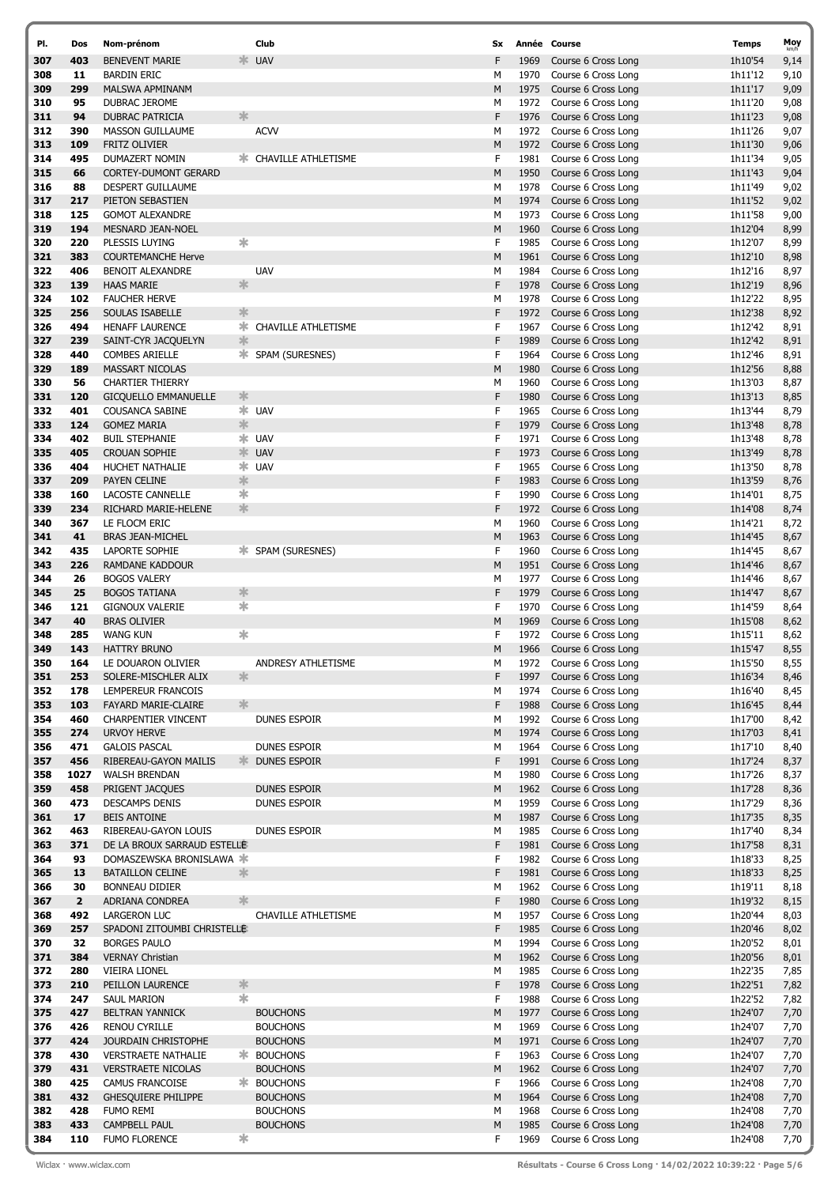| Pl. | Dos | Nom-prénom | | Club | Sx | Année | Course | Temps | Moy km/h |
|---|---|---|---|---|---|---|---|---|---|
| 307 | 403 | BENEVENT MARIE | * | UAV | F | 1969 | Course 6 Cross Long | 1h10'54 | 9,14 |
| 308 | 11 | BARDIN ERIC | | | M | 1970 | Course 6 Cross Long | 1h11'12 | 9,10 |
| 309 | 299 | MALSWA APMINANM | | | M | 1975 | Course 6 Cross Long | 1h11'17 | 9,09 |
| 310 | 95 | DUBRAC JEROME | | | M | 1972 | Course 6 Cross Long | 1h11'20 | 9,08 |
| 311 | 94 | DUBRAC PATRICIA | * | | F | 1976 | Course 6 Cross Long | 1h11'23 | 9,08 |
| 312 | 390 | MASSON GUILLAUME | | ACVV | M | 1972 | Course 6 Cross Long | 1h11'26 | 9,07 |
| 313 | 109 | FRITZ OLIVIER | | | M | 1972 | Course 6 Cross Long | 1h11'30 | 9,06 |
| 314 | 495 | DUMAZERT NOMIN | * | CHAVILLE ATHLETISME | F | 1981 | Course 6 Cross Long | 1h11'34 | 9,05 |
| 315 | 66 | CORTEY-DUMONT GERARD | | | M | 1950 | Course 6 Cross Long | 1h11'43 | 9,04 |
| 316 | 88 | DESPERT GUILLAUME | | | M | 1978 | Course 6 Cross Long | 1h11'49 | 9,02 |
| 317 | 217 | PIETON SEBASTIEN | | | M | 1974 | Course 6 Cross Long | 1h11'52 | 9,02 |
| 318 | 125 | GOMOT ALEXANDRE | | | M | 1973 | Course 6 Cross Long | 1h11'58 | 9,00 |
| 319 | 194 | MESNARD JEAN-NOEL | | | M | 1960 | Course 6 Cross Long | 1h12'04 | 8,99 |
| 320 | 220 | PLESSIS LUYING | * | | F | 1985 | Course 6 Cross Long | 1h12'07 | 8,99 |
| 321 | 383 | COURTEMANCHE Herve | | | M | 1961 | Course 6 Cross Long | 1h12'10 | 8,98 |
| 322 | 406 | BENOIT ALEXANDRE | | UAV | M | 1984 | Course 6 Cross Long | 1h12'16 | 8,97 |
| 323 | 139 | HAAS MARIE | * | | F | 1978 | Course 6 Cross Long | 1h12'19 | 8,96 |
| 324 | 102 | FAUCHER HERVE | | | M | 1978 | Course 6 Cross Long | 1h12'22 | 8,95 |
| 325 | 256 | SOULAS ISABELLE | * | | F | 1972 | Course 6 Cross Long | 1h12'38 | 8,92 |
| 326 | 494 | HENAFF LAURENCE | * | CHAVILLE ATHLETISME | F | 1967 | Course 6 Cross Long | 1h12'42 | 8,91 |
| 327 | 239 | SAINT-CYR JACQUELYN | * | | F | 1989 | Course 6 Cross Long | 1h12'42 | 8,91 |
| 328 | 440 | COMBES ARIELLE | * | SPAM (SURESNES) | F | 1964 | Course 6 Cross Long | 1h12'46 | 8,91 |
| 329 | 189 | MASSART NICOLAS | | | M | 1980 | Course 6 Cross Long | 1h12'56 | 8,88 |
| 330 | 56 | CHARTIER THIERRY | | | M | 1960 | Course 6 Cross Long | 1h13'03 | 8,87 |
| 331 | 120 | GICQUELLO EMMANUELLE | * | | F | 1980 | Course 6 Cross Long | 1h13'13 | 8,85 |
| 332 | 401 | COUSANCA SABINE | * | UAV | F | 1965 | Course 6 Cross Long | 1h13'44 | 8,79 |
| 333 | 124 | GOMEZ MARIA | * | | F | 1979 | Course 6 Cross Long | 1h13'48 | 8,78 |
| 334 | 402 | BUIL STEPHANIE | * | UAV | F | 1971 | Course 6 Cross Long | 1h13'48 | 8,78 |
| 335 | 405 | CROUAN SOPHIE | * | UAV | F | 1973 | Course 6 Cross Long | 1h13'49 | 8,78 |
| 336 | 404 | HUCHET NATHALIE | * | UAV | F | 1965 | Course 6 Cross Long | 1h13'50 | 8,78 |
| 337 | 209 | PAYEN CELINE | * | | F | 1983 | Course 6 Cross Long | 1h13'59 | 8,76 |
| 338 | 160 | LACOSTE CANNELLE | * | | F | 1990 | Course 6 Cross Long | 1h14'01 | 8,75 |
| 339 | 234 | RICHARD MARIE-HELENE | * | | F | 1972 | Course 6 Cross Long | 1h14'08 | 8,74 |
| 340 | 367 | LE FLOCM ERIC | | | M | 1960 | Course 6 Cross Long | 1h14'21 | 8,72 |
| 341 | 41 | BRAS JEAN-MICHEL | | | M | 1963 | Course 6 Cross Long | 1h14'45 | 8,67 |
| 342 | 435 | LAPORTE SOPHIE | * | SPAM (SURESNES) | F | 1960 | Course 6 Cross Long | 1h14'45 | 8,67 |
| 343 | 226 | RAMDANE KADDOUR | | | M | 1951 | Course 6 Cross Long | 1h14'46 | 8,67 |
| 344 | 26 | BOGOS VALERY | | | M | 1977 | Course 6 Cross Long | 1h14'46 | 8,67 |
| 345 | 25 | BOGOS TATIANA | * | | F | 1979 | Course 6 Cross Long | 1h14'47 | 8,67 |
| 346 | 121 | GIGNOUX VALERIE | * | | F | 1970 | Course 6 Cross Long | 1h14'59 | 8,64 |
| 347 | 40 | BRAS OLIVIER | | | M | 1969 | Course 6 Cross Long | 1h15'08 | 8,62 |
| 348 | 285 | WANG KUN | * | | F | 1972 | Course 6 Cross Long | 1h15'11 | 8,62 |
| 349 | 143 | HATTRY BRUNO | | | M | 1966 | Course 6 Cross Long | 1h15'47 | 8,55 |
| 350 | 164 | LE DOUARON OLIVIER | | ANDRESY ATHLETISME | M | 1972 | Course 6 Cross Long | 1h15'50 | 8,55 |
| 351 | 253 | SOLERE-MISCHLER ALIX | * | | F | 1997 | Course 6 Cross Long | 1h16'34 | 8,46 |
| 352 | 178 | LEMPEREUR FRANCOIS | | | M | 1974 | Course 6 Cross Long | 1h16'40 | 8,45 |
| 353 | 103 | FAYARD MARIE-CLAIRE | * | | F | 1988 | Course 6 Cross Long | 1h16'45 | 8,44 |
| 354 | 460 | CHARPENTIER VINCENT | | DUNES ESPOIR | M | 1992 | Course 6 Cross Long | 1h17'00 | 8,42 |
| 355 | 274 | URVOY HERVE | | | M | 1974 | Course 6 Cross Long | 1h17'03 | 8,41 |
| 356 | 471 | GALOIS PASCAL | | DUNES ESPOIR | M | 1964 | Course 6 Cross Long | 1h17'10 | 8,40 |
| 357 | 456 | RIBEREAU-GAYON MAILIS | * | DUNES ESPOIR | F | 1991 | Course 6 Cross Long | 1h17'24 | 8,37 |
| 358 | 1027 | WALSH BRENDAN | | | M | 1980 | Course 6 Cross Long | 1h17'26 | 8,37 |
| 359 | 458 | PRIGENT JACQUES | | DUNES ESPOIR | M | 1962 | Course 6 Cross Long | 1h17'28 | 8,36 |
| 360 | 473 | DESCAMPS DENIS | | DUNES ESPOIR | M | 1959 | Course 6 Cross Long | 1h17'29 | 8,36 |
| 361 | 17 | BEIS ANTOINE | | | M | 1987 | Course 6 Cross Long | 1h17'35 | 8,35 |
| 362 | 463 | RIBEREAU-GAYON LOUIS | | DUNES ESPOIR | M | 1985 | Course 6 Cross Long | 1h17'40 | 8,34 |
| 363 | 371 | DE LA BROUX SARRAUD ESTELLE | * | | F | 1981 | Course 6 Cross Long | 1h17'58 | 8,31 |
| 364 | 93 | DOMASZEWSKA BRONISLAWA | * | | F | 1982 | Course 6 Cross Long | 1h18'33 | 8,25 |
| 365 | 13 | BATAILLON CELINE | * | | F | 1981 | Course 6 Cross Long | 1h18'33 | 8,25 |
| 366 | 30 | BONNEAU DIDIER | | | M | 1962 | Course 6 Cross Long | 1h19'11 | 8,18 |
| 367 | 2 | ADRIANA CONDREA | * | | F | 1980 | Course 6 Cross Long | 1h19'32 | 8,15 |
| 368 | 492 | LARGERON LUC | | CHAVILLE ATHLETISME | M | 1957 | Course 6 Cross Long | 1h20'44 | 8,03 |
| 369 | 257 | SPADONI ZITOUMBI CHRISTELLE | * | | F | 1985 | Course 6 Cross Long | 1h20'46 | 8,02 |
| 370 | 32 | BORGES PAULO | | | M | 1994 | Course 6 Cross Long | 1h20'52 | 8,01 |
| 371 | 384 | VERNAY Christian | | | M | 1962 | Course 6 Cross Long | 1h20'56 | 8,01 |
| 372 | 280 | VIEIRA LIONEL | | | M | 1985 | Course 6 Cross Long | 1h22'35 | 7,85 |
| 373 | 210 | PEILLON LAURENCE | * | | F | 1978 | Course 6 Cross Long | 1h22'51 | 7,82 |
| 374 | 247 | SAUL MARION | * | | F | 1988 | Course 6 Cross Long | 1h22'52 | 7,82 |
| 375 | 427 | BELTRAN YANNICK | | BOUCHONS | M | 1977 | Course 6 Cross Long | 1h24'07 | 7,70 |
| 376 | 426 | RENOU CYRILLE | | BOUCHONS | M | 1969 | Course 6 Cross Long | 1h24'07 | 7,70 |
| 377 | 424 | JOURDAIN CHRISTOPHE | | BOUCHONS | M | 1971 | Course 6 Cross Long | 1h24'07 | 7,70 |
| 378 | 430 | VERSTRAETE NATHALIE | * | BOUCHONS | F | 1963 | Course 6 Cross Long | 1h24'07 | 7,70 |
| 379 | 431 | VERSTRAETE NICOLAS | | BOUCHONS | M | 1962 | Course 6 Cross Long | 1h24'07 | 7,70 |
| 380 | 425 | CAMUS FRANCOISE | * | BOUCHONS | F | 1966 | Course 6 Cross Long | 1h24'08 | 7,70 |
| 381 | 432 | GHESQUIERE PHILIPPE | | BOUCHONS | M | 1964 | Course 6 Cross Long | 1h24'08 | 7,70 |
| 382 | 428 | FUMO REMI | | BOUCHONS | M | 1968 | Course 6 Cross Long | 1h24'08 | 7,70 |
| 383 | 433 | CAMPBELL PAUL | | BOUCHONS | M | 1985 | Course 6 Cross Long | 1h24'08 | 7,70 |
| 384 | 110 | FUMO FLORENCE | * | | F | 1969 | Course 6 Cross Long | 1h24'08 | 7,70 |

Wiclax · www.wiclax.com Résultats - Course 6 Cross Long · 14/02/2022 10:39:22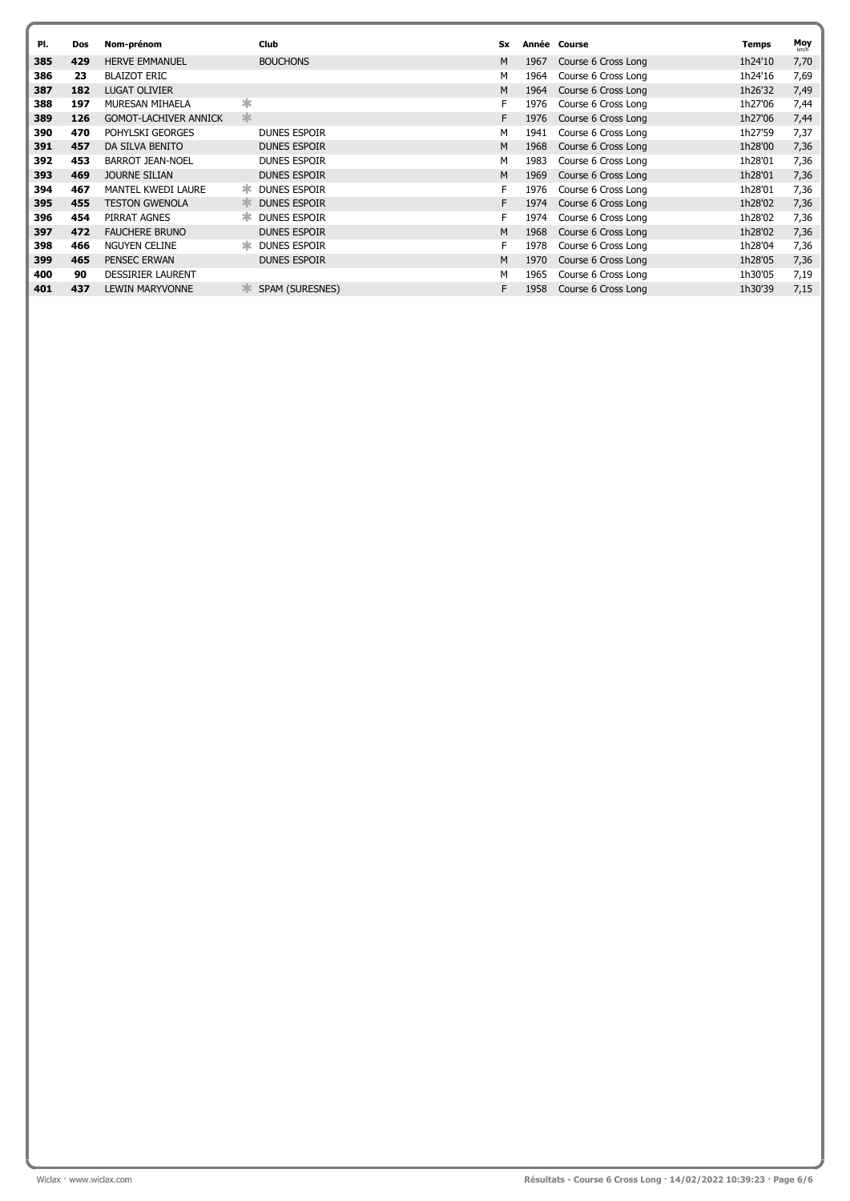| Pl. | Dos | Nom-prénom | | Club | Sx | Année | Course | Temps | Moy km/h |
|---|---|---|---|---|---|---|---|---|---|
| 385 | 429 | HERVE EMMANUEL | | BOUCHONS | M | 1967 | Course 6 Cross Long | 1h24'10 | 7,70 |
| 386 | 23 | BLAIZOT ERIC | | | M | 1964 | Course 6 Cross Long | 1h24'16 | 7,69 |
| 387 | 182 | LUGAT OLIVIER | | | M | 1964 | Course 6 Cross Long | 1h26'32 | 7,49 |
| 388 | 197 | MURESAN MIHAELA | * | | F | 1976 | Course 6 Cross Long | 1h27'06 | 7,44 |
| 389 | 126 | GOMOT-LACHIVER ANNICK | * | | F | 1976 | Course 6 Cross Long | 1h27'06 | 7,44 |
| 390 | 470 | POHYLSKI GEORGES | | DUNES ESPOIR | M | 1941 | Course 6 Cross Long | 1h27'59 | 7,37 |
| 391 | 457 | DA SILVA BENITO | | DUNES ESPOIR | M | 1968 | Course 6 Cross Long | 1h28'00 | 7,36 |
| 392 | 453 | BARROT JEAN-NOEL | | DUNES ESPOIR | M | 1983 | Course 6 Cross Long | 1h28'01 | 7,36 |
| 393 | 469 | JOURNE SILIAN | | DUNES ESPOIR | M | 1969 | Course 6 Cross Long | 1h28'01 | 7,36 |
| 394 | 467 | MANTEL KWEDI LAURE | * | DUNES ESPOIR | F | 1976 | Course 6 Cross Long | 1h28'01 | 7,36 |
| 395 | 455 | TESTON GWENOLA | * | DUNES ESPOIR | F | 1974 | Course 6 Cross Long | 1h28'02 | 7,36 |
| 396 | 454 | PIRRAT AGNES | * | DUNES ESPOIR | F | 1974 | Course 6 Cross Long | 1h28'02 | 7,36 |
| 397 | 472 | FAUCHERE BRUNO | | DUNES ESPOIR | M | 1968 | Course 6 Cross Long | 1h28'02 | 7,36 |
| 398 | 466 | NGUYEN CELINE | * | DUNES ESPOIR | F | 1978 | Course 6 Cross Long | 1h28'04 | 7,36 |
| 399 | 465 | PENSEC ERWAN | | DUNES ESPOIR | M | 1970 | Course 6 Cross Long | 1h28'05 | 7,36 |
| 400 | 90 | DESSIRIER LAURENT | | | M | 1965 | Course 6 Cross Long | 1h30'05 | 7,19 |
| 401 | 437 | LEWIN MARYVONNE | * | SPAM (SURESNES) | F | 1958 | Course 6 Cross Long | 1h30'39 | 7,15 |